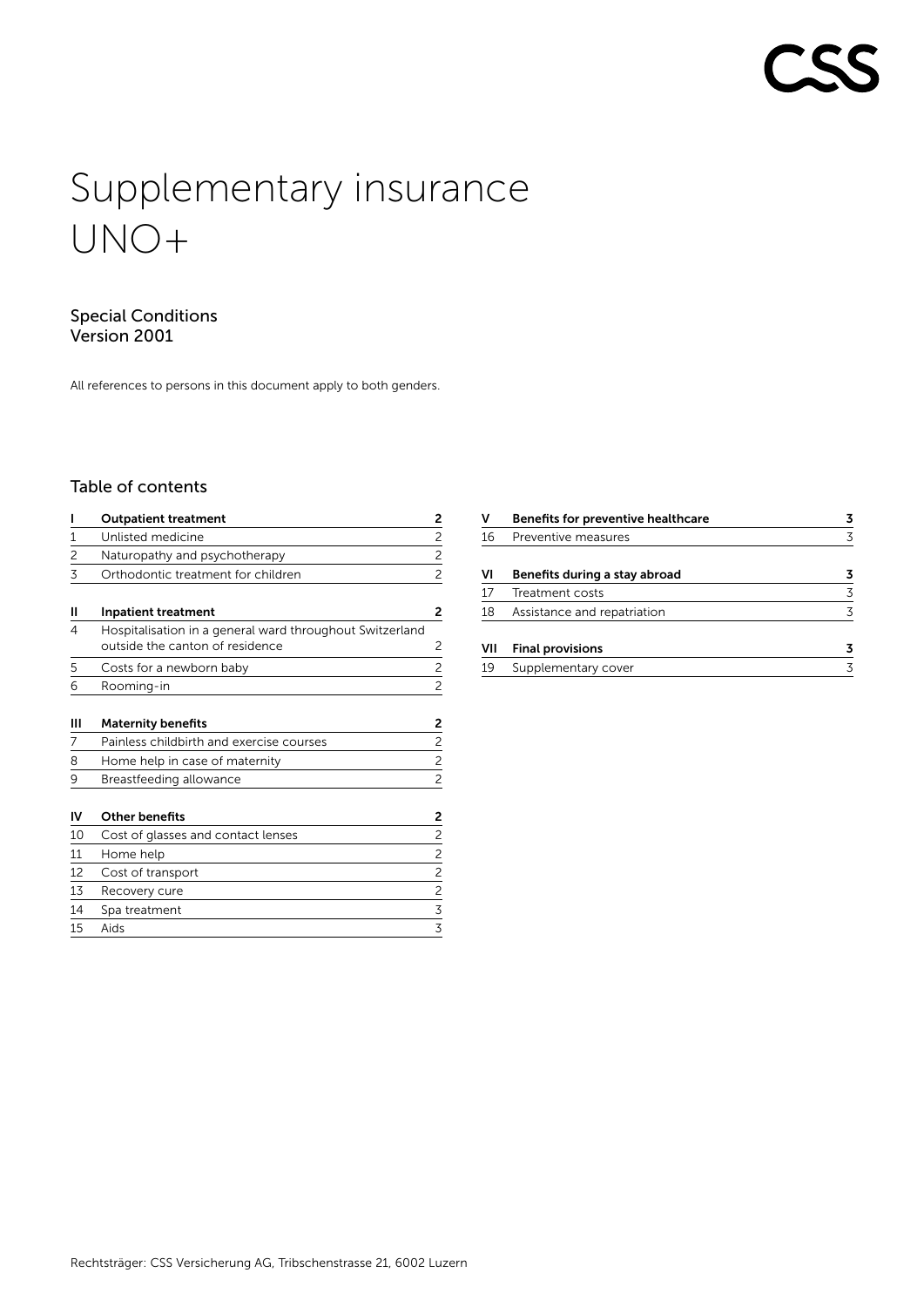# Supplementary insurance UNO+

## Special Conditions
Version 2001

All references to persons in this document apply to both genders.

## Table of contents

| | | |
|---|---|---|
| **I** | **Outpatient treatment** | **2** |
| 1 | Unlisted medicine | 2 |
| 2 | Naturopathy and psychotherapy | 2 |
| 3 | Orthodontic treatment for children | 2 |
| **II** | **Inpatient treatment** | **2** |
| 4 | Hospitalisation in a general ward throughout Switzerland outside the canton of residence | 2 |
| 5 | Costs for a newborn baby | 2 |
| 6 | Rooming-in | 2 |
| **III** | **Maternity benefits** | **2** |
| 7 | Painless childbirth and exercise courses | 2 |
| 8 | Home help in case of maternity | 2 |
| 9 | Breastfeeding allowance | 2 |
| **IV** | **Other benefits** | **2** |
| 10 | Cost of glasses and contact lenses | 2 |
| 11 | Home help | 2 |
| 12 | Cost of transport | 2 |
| 13 | Recovery cure | 2 |
| 14 | Spa treatment | 3 |
| 15 | Aids | 3 |
| **V** | **Benefits for preventive healthcare** | **3** |
| 16 | Preventive measures | 3 |
| **VI** | **Benefits during a stay abroad** | **3** |
| 17 | Treatment costs | 3 |
| 18 | Assistance and repatriation | 3 |
| **VII** | **Final provisions** | **3** |
| 19 | Supplementary cover | 3 |

Rechtsträger: CSS Versicherung AG, Tribschenstrasse 21, 6002 Luzern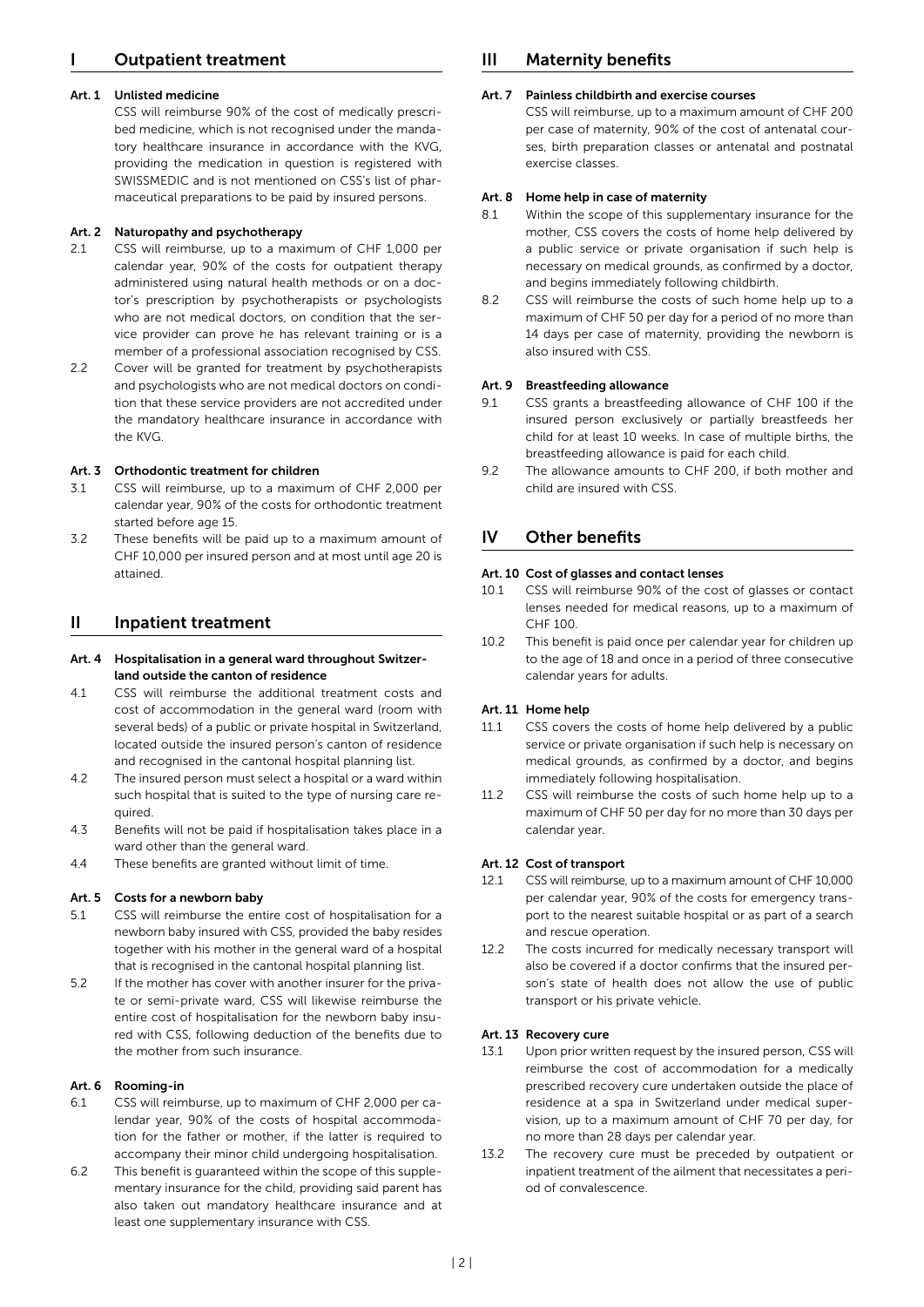## I Outpatient treatment

### Art. 1 Unlisted medicine

CSS will reimburse 90% of the cost of medically prescribed medicine, which is not recognised under the mandatory healthcare insurance in accordance with the KVG, providing the medication in question is registered with SWISSMEDIC and is not mentioned on CSS's list of pharmaceutical preparations to be paid by insured persons.

### Art. 2 Naturopathy and psychotherapy

2.1 CSS will reimburse, up to a maximum of CHF 1,000 per calendar year, 90% of the costs for outpatient therapy administered using natural health methods or on a doctor's prescription by psychotherapists or psychologists who are not medical doctors, on condition that the service provider can prove he has relevant training or is a member of a professional association recognised by CSS.

2.2 Cover will be granted for treatment by psychotherapists and psychologists who are not medical doctors on condition that these service providers are not accredited under the mandatory healthcare insurance in accordance with the KVG.

### Art. 3 Orthodontic treatment for children

3.1 CSS will reimburse, up to a maximum of CHF 2,000 per calendar year, 90% of the costs for orthodontic treatment started before age 15.

3.2 These benefits will be paid up to a maximum amount of CHF 10,000 per insured person and at most until age 20 is attained.

## II Inpatient treatment

### Art. 4 Hospitalisation in a general ward throughout Switzerland outside the canton of residence

4.1 CSS will reimburse the additional treatment costs and cost of accommodation in the general ward (room with several beds) of a public or private hospital in Switzerland, located outside the insured person's canton of residence and recognised in the cantonal hospital planning list.

4.2 The insured person must select a hospital or a ward within such hospital that is suited to the type of nursing care required.

4.3 Benefits will not be paid if hospitalisation takes place in a ward other than the general ward.

4.4 These benefits are granted without limit of time.

### Art. 5 Costs for a newborn baby

5.1 CSS will reimburse the entire cost of hospitalisation for a newborn baby insured with CSS, provided the baby resides together with his mother in the general ward of a hospital that is recognised in the cantonal hospital planning list.

5.2 If the mother has cover with another insurer for the private or semi-private ward, CSS will likewise reimburse the entire cost of hospitalisation for the newborn baby insured with CSS, following deduction of the benefits due to the mother from such insurance.

### Art. 6 Rooming-in

6.1 CSS will reimburse, up to maximum of CHF 2,000 per calendar year, 90% of the costs of hospital accommodation for the father or mother, if the latter is required to accompany their minor child undergoing hospitalisation.

6.2 This benefit is guaranteed within the scope of this supplementary insurance for the child, providing said parent has also taken out mandatory healthcare insurance and at least one supplementary insurance with CSS.

## III Maternity benefits

### Art. 7 Painless childbirth and exercise courses

CSS will reimburse, up to a maximum amount of CHF 200 per case of maternity, 90% of the cost of antenatal courses, birth preparation classes or antenatal and postnatal exercise classes.

### Art. 8 Home help in case of maternity

8.1 Within the scope of this supplementary insurance for the mother, CSS covers the costs of home help delivered by a public service or private organisation if such help is necessary on medical grounds, as confirmed by a doctor, and begins immediately following childbirth.

8.2 CSS will reimburse the costs of such home help up to a maximum of CHF 50 per day for a period of no more than 14 days per case of maternity, providing the newborn is also insured with CSS.

### Art. 9 Breastfeeding allowance

9.1 CSS grants a breastfeeding allowance of CHF 100 if the insured person exclusively or partially breastfeeds her child for at least 10 weeks. In case of multiple births, the breastfeeding allowance is paid for each child.

9.2 The allowance amounts to CHF 200, if both mother and child are insured with CSS.

## IV Other benefits

### Art. 10 Cost of glasses and contact lenses

10.1 CSS will reimburse 90% of the cost of glasses or contact lenses needed for medical reasons, up to a maximum of CHF 100.

10.2 This benefit is paid once per calendar year for children up to the age of 18 and once in a period of three consecutive calendar years for adults.

### Art. 11 Home help

11.1 CSS covers the costs of home help delivered by a public service or private organisation if such help is necessary on medical grounds, as confirmed by a doctor, and begins immediately following hospitalisation.

11.2 CSS will reimburse the costs of such home help up to a maximum of CHF 50 per day for no more than 30 days per calendar year.

### Art. 12 Cost of transport

12.1 CSS will reimburse, up to a maximum amount of CHF 10,000 per calendar year, 90% of the costs for emergency transport to the nearest suitable hospital or as part of a search and rescue operation.

12.2 The costs incurred for medically necessary transport will also be covered if a doctor confirms that the insured person's state of health does not allow the use of public transport or his private vehicle.

### Art. 13 Recovery cure

13.1 Upon prior written request by the insured person, CSS will reimburse the cost of accommodation for a medically prescribed recovery cure undertaken outside the place of residence at a spa in Switzerland under medical supervision, up to a maximum amount of CHF 70 per day, for no more than 28 days per calendar year.

13.2 The recovery cure must be preceded by outpatient or inpatient treatment of the ailment that necessitates a period of convalescence.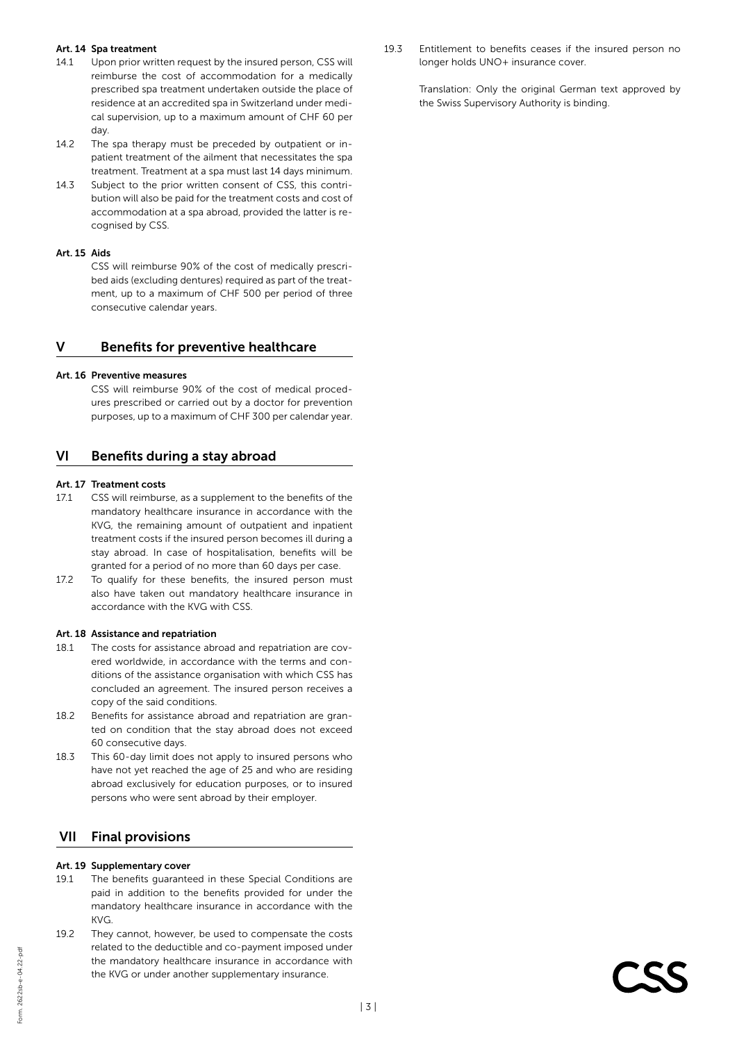### Art. 14 Spa treatment

14.1 Upon prior written request by the insured person, CSS will reimburse the cost of accommodation for a medically prescribed spa treatment undertaken outside the place of residence at an accredited spa in Switzerland under medical supervision, up to a maximum amount of CHF 60 per day.

14.2 The spa therapy must be preceded by outpatient or inpatient treatment of the ailment that necessitates the spa treatment. Treatment at a spa must last 14 days minimum.

14.3 Subject to the prior written consent of CSS, this contribution will also be paid for the treatment costs and cost of accommodation at a spa abroad, provided the latter is recognised by CSS.

### Art. 15 Aids

CSS will reimburse 90% of the cost of medically prescribed aids (excluding dentures) required as part of the treatment, up to a maximum of CHF 500 per period of three consecutive calendar years.

## V Benefits for preventive healthcare

### Art. 16 Preventive measures

CSS will reimburse 90% of the cost of medical procedures prescribed or carried out by a doctor for prevention purposes, up to a maximum of CHF 300 per calendar year.

## VI Benefits during a stay abroad

### Art. 17 Treatment costs

17.1 CSS will reimburse, as a supplement to the benefits of the mandatory healthcare insurance in accordance with the KVG, the remaining amount of outpatient and inpatient treatment costs if the insured person becomes ill during a stay abroad. In case of hospitalisation, benefits will be granted for a period of no more than 60 days per case.

17.2 To qualify for these benefits, the insured person must also have taken out mandatory healthcare insurance in accordance with the KVG with CSS.

### Art. 18 Assistance and repatriation

18.1 The costs for assistance abroad and repatriation are covered worldwide, in accordance with the terms and conditions of the assistance organisation with which CSS has concluded an agreement. The insured person receives a copy of the said conditions.

18.2 Benefits for assistance abroad and repatriation are granted on condition that the stay abroad does not exceed 60 consecutive days.

18.3 This 60-day limit does not apply to insured persons who have not yet reached the age of 25 and who are residing abroad exclusively for education purposes, or to insured persons who were sent abroad by their employer.

## VII Final provisions

### Art. 19 Supplementary cover

19.1 The benefits guaranteed in these Special Conditions are paid in addition to the benefits provided for under the mandatory healthcare insurance in accordance with the KVG.

19.2 They cannot, however, be used to compensate the costs related to the deductible and co-payment imposed under the mandatory healthcare insurance in accordance with the KVG or under another supplementary insurance.

19.3 Entitlement to benefits ceases if the insured person no longer holds UNO+ insurance cover.

Translation: Only the original German text approved by the Swiss Supervisory Authority is binding.

Form. 2622sb-e-04.22-pdf

CSS